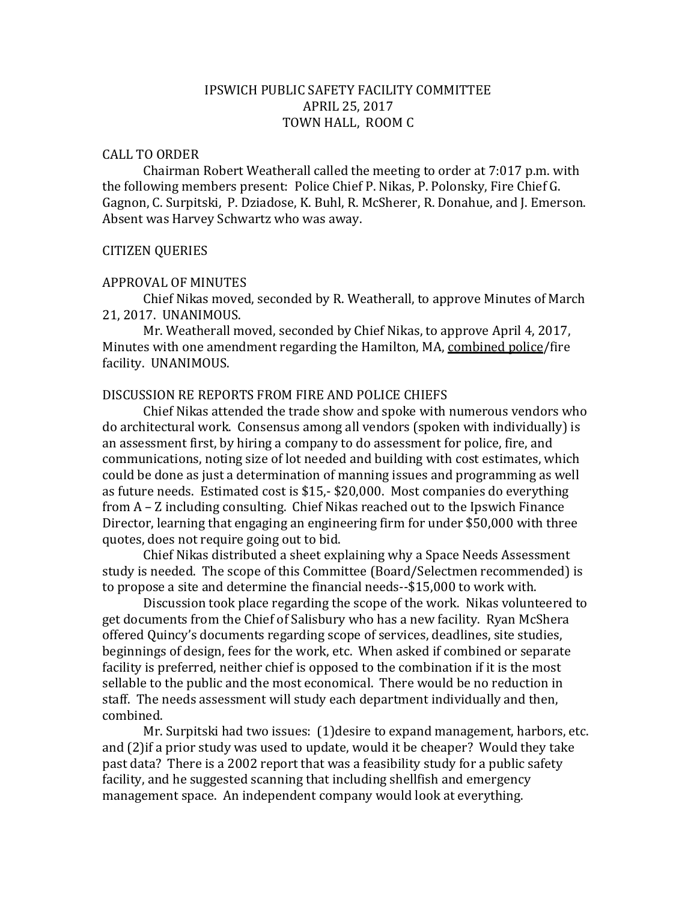# IPSWICH PUBLIC SAFETY FACILITY COMMITTEE
## APRIL 25, 2017
## TOWN HALL, ROOM C

CALL TO ORDER

Chairman Robert Weatherall called the meeting to order at 7:017 p.m. with the following members present: Police Chief P. Nikas, P. Polonsky, Fire Chief G. Gagnon, C. Surpitski, P. Dziadose, K. Buhl, R. McSherer, R. Donahue, and J. Emerson. Absent was Harvey Schwartz who was away.

CITIZEN QUERIES

APPROVAL OF MINUTES

Chief Nikas moved, seconded by R. Weatherall, to approve Minutes of March 21, 2017. UNANIMOUS.

Mr. Weatherall moved, seconded by Chief Nikas, to approve April 4, 2017, Minutes with one amendment regarding the Hamilton, MA, combined police/fire facility. UNANIMOUS.

DISCUSSION RE REPORTS FROM FIRE AND POLICE CHIEFS

Chief Nikas attended the trade show and spoke with numerous vendors who do architectural work. Consensus among all vendors (spoken with individually) is an assessment first, by hiring a company to do assessment for police, fire, and communications, noting size of lot needed and building with cost estimates, which could be done as just a determination of manning issues and programming as well as future needs. Estimated cost is $15,- $20,000. Most companies do everything from A – Z including consulting. Chief Nikas reached out to the Ipswich Finance Director, learning that engaging an engineering firm for under $50,000 with three quotes, does not require going out to bid.

Chief Nikas distributed a sheet explaining why a Space Needs Assessment study is needed. The scope of this Committee (Board/Selectmen recommended) is to propose a site and determine the financial needs--$15,000 to work with.

Discussion took place regarding the scope of the work. Nikas volunteered to get documents from the Chief of Salisbury who has a new facility. Ryan McShera offered Quincy's documents regarding scope of services, deadlines, site studies, beginnings of design, fees for the work, etc. When asked if combined or separate facility is preferred, neither chief is opposed to the combination if it is the most sellable to the public and the most economical. There would be no reduction in staff. The needs assessment will study each department individually and then, combined.

Mr. Surpitski had two issues: (1)desire to expand management, harbors, etc. and (2)if a prior study was used to update, would it be cheaper? Would they take past data? There is a 2002 report that was a feasibility study for a public safety facility, and he suggested scanning that including shellfish and emergency management space. An independent company would look at everything.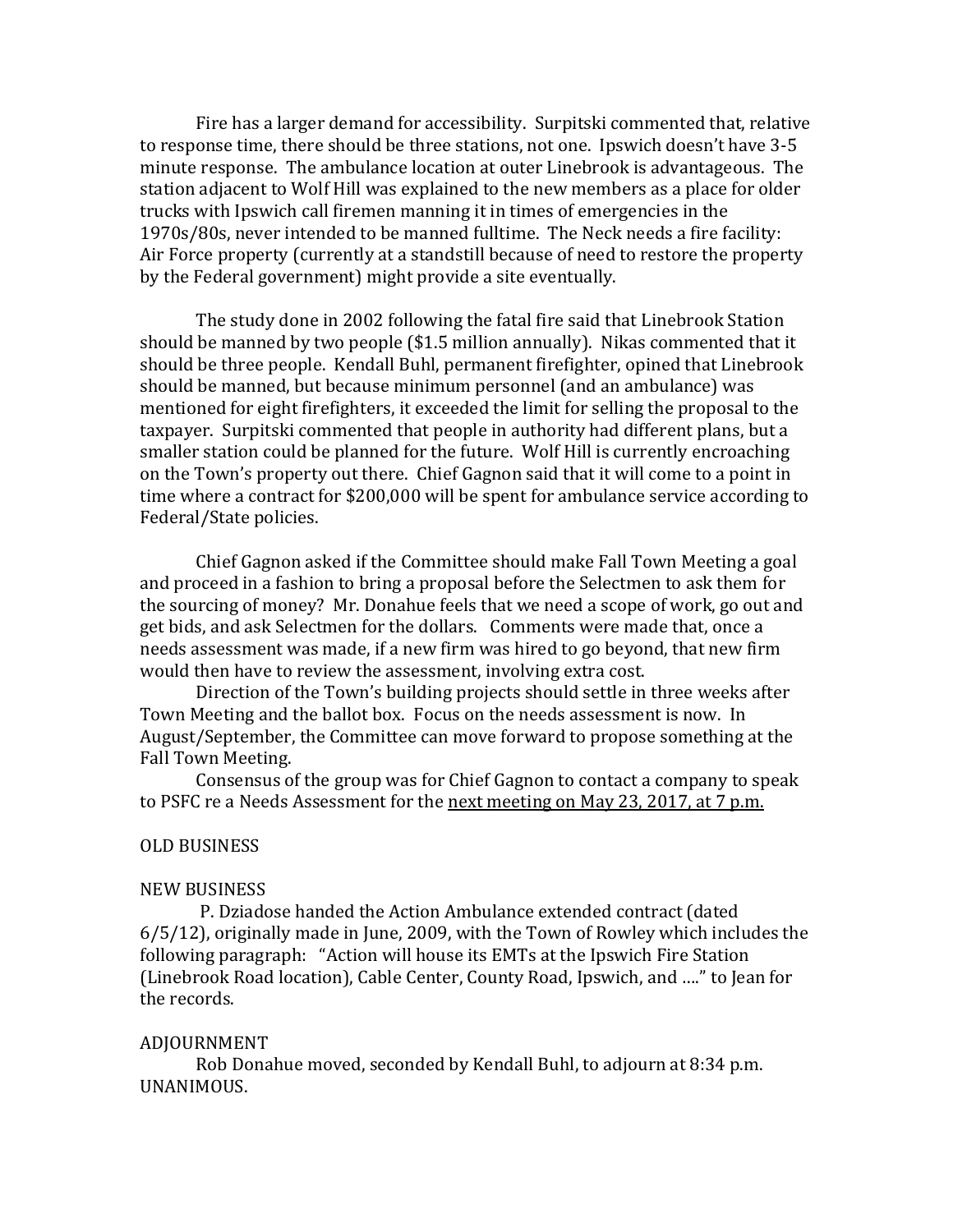Fire has a larger demand for accessibility. Surpitski commented that, relative to response time, there should be three stations, not one. Ipswich doesn't have 3-5 minute response. The ambulance location at outer Linebrook is advantageous. The station adjacent to Wolf Hill was explained to the new members as a place for older trucks with Ipswich call firemen manning it in times of emergencies in the 1970s/80s, never intended to be manned fulltime. The Neck needs a fire facility: Air Force property (currently at a standstill because of need to restore the property by the Federal government) might provide a site eventually.

The study done in 2002 following the fatal fire said that Linebrook Station should be manned by two people ($1.5 million annually). Nikas commented that it should be three people. Kendall Buhl, permanent firefighter, opined that Linebrook should be manned, but because minimum personnel (and an ambulance) was mentioned for eight firefighters, it exceeded the limit for selling the proposal to the taxpayer. Surpitski commented that people in authority had different plans, but a smaller station could be planned for the future. Wolf Hill is currently encroaching on the Town's property out there. Chief Gagnon said that it will come to a point in time where a contract for $200,000 will be spent for ambulance service according to Federal/State policies.

Chief Gagnon asked if the Committee should make Fall Town Meeting a goal and proceed in a fashion to bring a proposal before the Selectmen to ask them for the sourcing of money? Mr. Donahue feels that we need a scope of work, go out and get bids, and ask Selectmen for the dollars. Comments were made that, once a needs assessment was made, if a new firm was hired to go beyond, that new firm would then have to review the assessment, involving extra cost.

Direction of the Town's building projects should settle in three weeks after Town Meeting and the ballot box. Focus on the needs assessment is now. In August/September, the Committee can move forward to propose something at the Fall Town Meeting.

Consensus of the group was for Chief Gagnon to contact a company to speak to PSFC re a Needs Assessment for the <u>next meeting on May 23, 2017, at 7 p.m.</u>

OLD BUSINESS

NEW BUSINESS

P. Dziadose handed the Action Ambulance extended contract (dated 6/5/12), originally made in June, 2009, with the Town of Rowley which includes the following paragraph: "Action will house its EMTs at the Ipswich Fire Station (Linebrook Road location), Cable Center, County Road, Ipswich, and …." to Jean for the records.

ADJOURNMENT

Rob Donahue moved, seconded by Kendall Buhl, to adjourn at 8:34 p.m. UNANIMOUS.